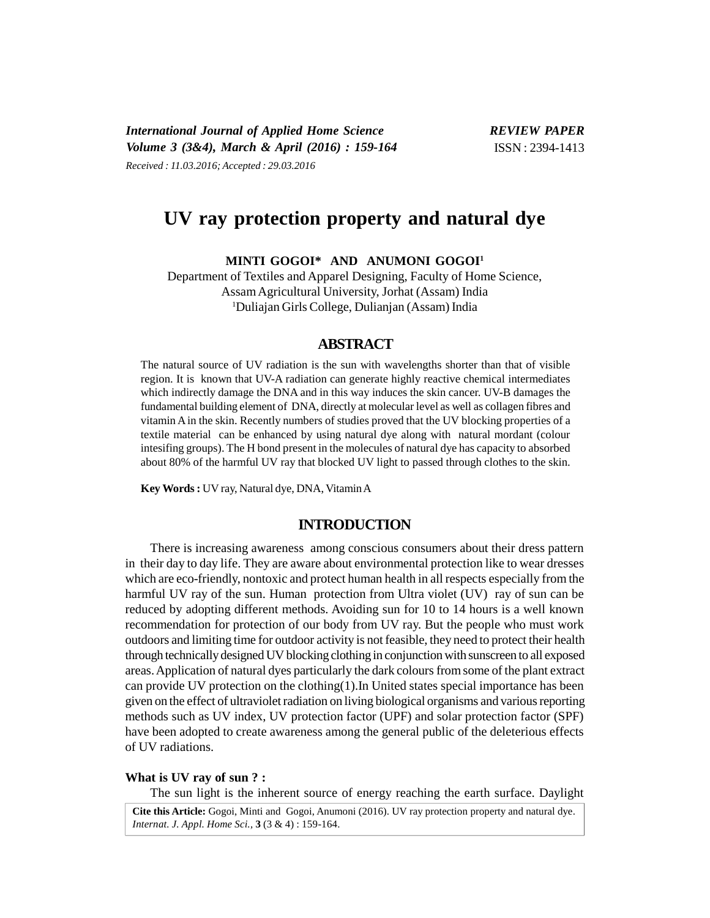*International Journal of Applied Home Science*
*Volume 3 (3&4), March & April (2016) : 159-164*
*Received : 11.03.2016; Accepted : 29.03.2016*

***REVIEW PAPER***
ISSN : 2394-1413

# UV ray protection property and natural dye

**MINTI GOGOI\* AND ANUMONI GOGOI[1]**

Department of Textiles and Apparel Designing, Faculty of Home Science,
Assam Agricultural University, Jorhat (Assam) India
[1]Duliajan Girls College, Dulianjan (Assam) India

## ABSTRACT

The natural source of UV radiation is the sun with wavelengths shorter than that of visible region. It is known that UV-A radiation can generate highly reactive chemical intermediates which indirectly damage the DNA and in this way induces the skin cancer. UV-B damages the fundamental building element of DNA, directly at molecular level as well as collagen fibres and vitamin A in the skin. Recently numbers of studies proved that the UV blocking properties of a textile material can be enhanced by using natural dye along with natural mordant (colour intesifing groups). The H bond present in the molecules of natural dye has capacity to absorbed about 80% of the harmful UV ray that blocked UV light to passed through clothes to the skin.

**Key Words :** UV ray, Natural dye, DNA, Vitamin A

## INTRODUCTION

There is increasing awareness among conscious consumers about their dress pattern in their day to day life. They are aware about environmental protection like to wear dresses which are eco-friendly, nontoxic and protect human health in all respects especially from the harmful UV ray of the sun. Human protection from Ultra violet (UV) ray of sun can be reduced by adopting different methods. Avoiding sun for 10 to 14 hours is a well known recommendation for protection of our body from UV ray. But the people who must work outdoors and limiting time for outdoor activity is not feasible, they need to protect their health through technically designed UV blocking clothing in conjunction with sunscreen to all exposed areas. Application of natural dyes particularly the dark colours from some of the plant extract can provide UV protection on the clothing(1).In United states special importance has been given on the effect of ultraviolet radiation on living biological organisms and various reporting methods such as UV index, UV protection factor (UPF) and solar protection factor (SPF) have been adopted to create awareness among the general public of the deleterious effects of UV radiations.

**What is UV ray of sun ? :**

The sun light is the inherent source of energy reaching the earth surface. Daylight

**Cite this Article:** Gogoi, Minti and Gogoi, Anumoni (2016). UV ray protection property and natural dye. *Internat. J. Appl. Home Sci.,* **3** (3 & 4) : 159-164.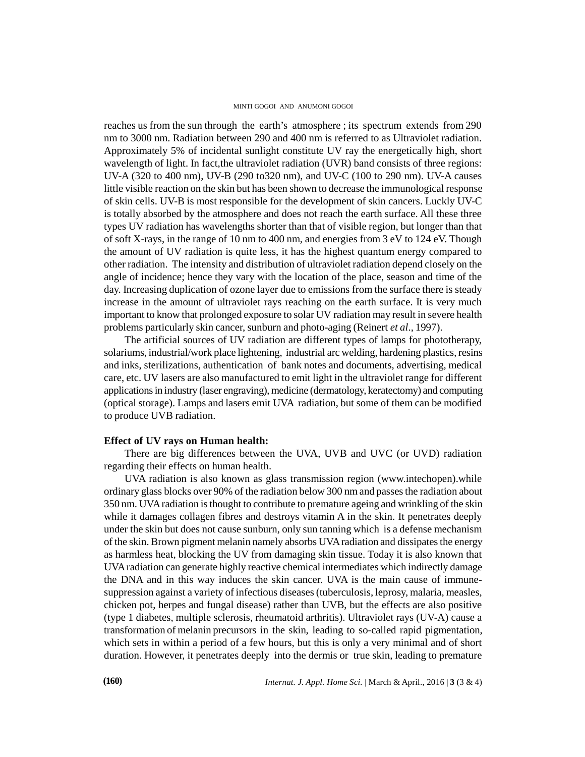reaches us from the sun through the earth's atmosphere ; its spectrum extends from 290 nm to 3000 nm. Radiation between 290 and 400 nm is referred to as Ultraviolet radiation. Approximately 5% of incidental sunlight constitute UV ray the energetically high, short wavelength of light. In fact,the ultraviolet radiation (UVR) band consists of three regions: UV-A (320 to 400 nm), UV-B (290 to320 nm), and UV-C (100 to 290 nm). UV-A causes little visible reaction on the skin but has been shown to decrease the immunological response of skin cells. UV-B is most responsible for the development of skin cancers. Luckly UV-C is totally absorbed by the atmosphere and does not reach the earth surface. All these three types UV radiation has wavelengths shorter than that of visible region, but longer than that of soft X-rays, in the range of 10 nm to 400 nm, and energies from 3 eV to 124 eV. Though the amount of UV radiation is quite less, it has the highest quantum energy compared to other radiation. The intensity and distribution of ultraviolet radiation depend closely on the angle of incidence; hence they vary with the location of the place, season and time of the day. Increasing duplication of ozone layer due to emissions from the surface there is steady increase in the amount of ultraviolet rays reaching on the earth surface. It is very much important to know that prolonged exposure to solar UV radiation may result in severe health problems particularly skin cancer, sunburn and photo-aging (Reinert *et al*., 1997).

The artificial sources of UV radiation are different types of lamps for phototherapy, solariums, industrial/work place lightening, industrial arc welding, hardening plastics, resins and inks, sterilizations, authentication of bank notes and documents, advertising, medical care, etc. UV lasers are also manufactured to emit light in the ultraviolet range for different applications in industry (laser engraving), medicine (dermatology, keratectomy) and computing (optical storage). Lamps and lasers emit UVA radiation, but some of them can be modified to produce UVB radiation.

**Effect of UV rays on Human health:**

There are big differences between the UVA, UVB and UVC (or UVD) radiation regarding their effects on human health.

UVA radiation is also known as glass transmission region (www.intechopen).while ordinary glass blocks over 90% of the radiation below 300 nm and passes the radiation about 350 nm. UVA radiation is thought to contribute to premature ageing and wrinkling of the skin while it damages collagen fibres and destroys vitamin A in the skin. It penetrates deeply under the skin but does not cause sunburn, only sun tanning which is a defense mechanism of the skin. Brown pigment melanin namely absorbs UVA radiation and dissipates the energy as harmless heat, blocking the UV from damaging skin tissue. Today it is also known that UVA radiation can generate highly reactive chemical intermediates which indirectly damage the DNA and in this way induces the skin cancer. UVA is the main cause of immune-suppression against a variety of infectious diseases (tuberculosis, leprosy, malaria, measles, chicken pot, herpes and fungal disease) rather than UVB, but the effects are also positive (type 1 diabetes, multiple sclerosis, rheumatoid arthritis). Ultraviolet rays (UV-A) cause a transformation of melanin precursors in the skin, leading to so-called rapid pigmentation, which sets in within a period of a few hours, but this is only a very minimal and of short duration. However, it penetrates deeply into the dermis or true skin, leading to premature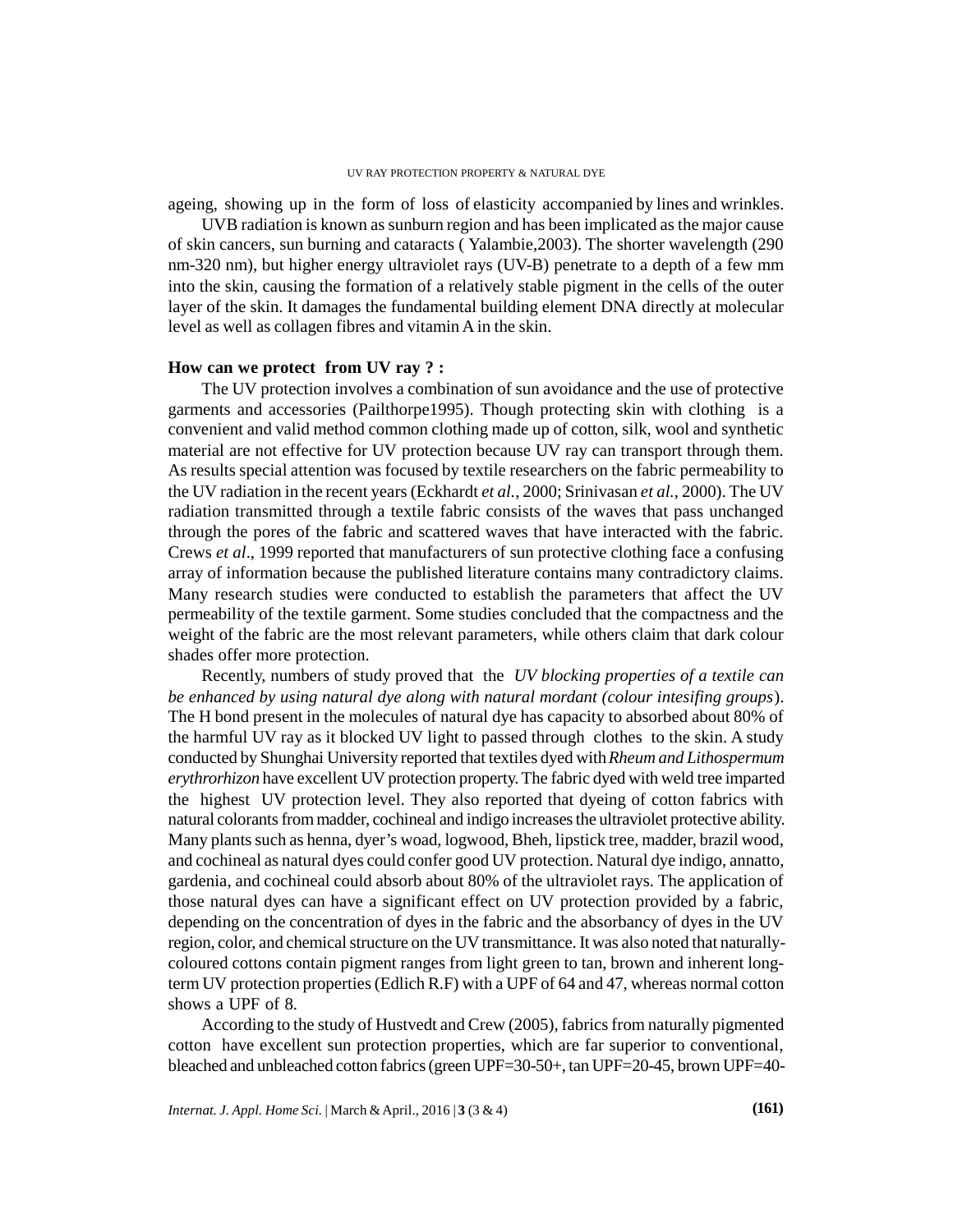ageing, showing up in the form of loss of elasticity accompanied by lines and wrinkles.

UVB radiation is known as sunburn region and has been implicated as the major cause of skin cancers, sun burning and cataracts ( Yalambie,2003). The shorter wavelength (290 nm-320 nm), but higher energy ultraviolet rays (UV-B) penetrate to a depth of a few mm into the skin, causing the formation of a relatively stable pigment in the cells of the outer layer of the skin. It damages the fundamental building element DNA directly at molecular level as well as collagen fibres and vitamin A in the skin.

**How can we protect from UV ray ? :**

The UV protection involves a combination of sun avoidance and the use of protective garments and accessories (Pailthorpe1995). Though protecting skin with clothing is a convenient and valid method common clothing made up of cotton, silk, wool and synthetic material are not effective for UV protection because UV ray can transport through them. As results special attention was focused by textile researchers on the fabric permeability to the UV radiation in the recent years (Eckhardt *et al.*, 2000; Srinivasan *et al.*, 2000). The UV radiation transmitted through a textile fabric consists of the waves that pass unchanged through the pores of the fabric and scattered waves that have interacted with the fabric. Crews *et al*., 1999 reported that manufacturers of sun protective clothing face a confusing array of information because the published literature contains many contradictory claims. Many research studies were conducted to establish the parameters that affect the UV permeability of the textile garment. Some studies concluded that the compactness and the weight of the fabric are the most relevant parameters, while others claim that dark colour shades offer more protection.

Recently, numbers of study proved that the *UV blocking properties of a textile can be enhanced by using natural dye along with natural mordant (colour intesifing groups*). The H bond present in the molecules of natural dye has capacity to absorbed about 80% of the harmful UV ray as it blocked UV light to passed through clothes to the skin. A study conducted by Shunghai University reported that textiles dyed with *Rheum and Lithospermum erythrorhizon* have excellent UV protection property. The fabric dyed with weld tree imparted the highest UV protection level. They also reported that dyeing of cotton fabrics with natural colorants from madder, cochineal and indigo increases the ultraviolet protective ability. Many plants such as henna, dyer's woad, logwood, Bheh, lipstick tree, madder, brazil wood, and cochineal as natural dyes could confer good UV protection. Natural dye indigo, annatto, gardenia, and cochineal could absorb about 80% of the ultraviolet rays. The application of those natural dyes can have a significant effect on UV protection provided by a fabric, depending on the concentration of dyes in the fabric and the absorbancy of dyes in the UV region, color, and chemical structure on the UV transmittance. It was also noted that naturally-coloured cottons contain pigment ranges from light green to tan, brown and inherent long-term UV protection properties (Edlich R.F) with a UPF of 64 and 47, whereas normal cotton shows a UPF of 8.

According to the study of Hustvedt and Crew (2005), fabrics from naturally pigmented cotton have excellent sun protection properties, which are far superior to conventional, bleached and unbleached cotton fabrics (green UPF=30-50+, tan UPF=20-45, brown UPF=40-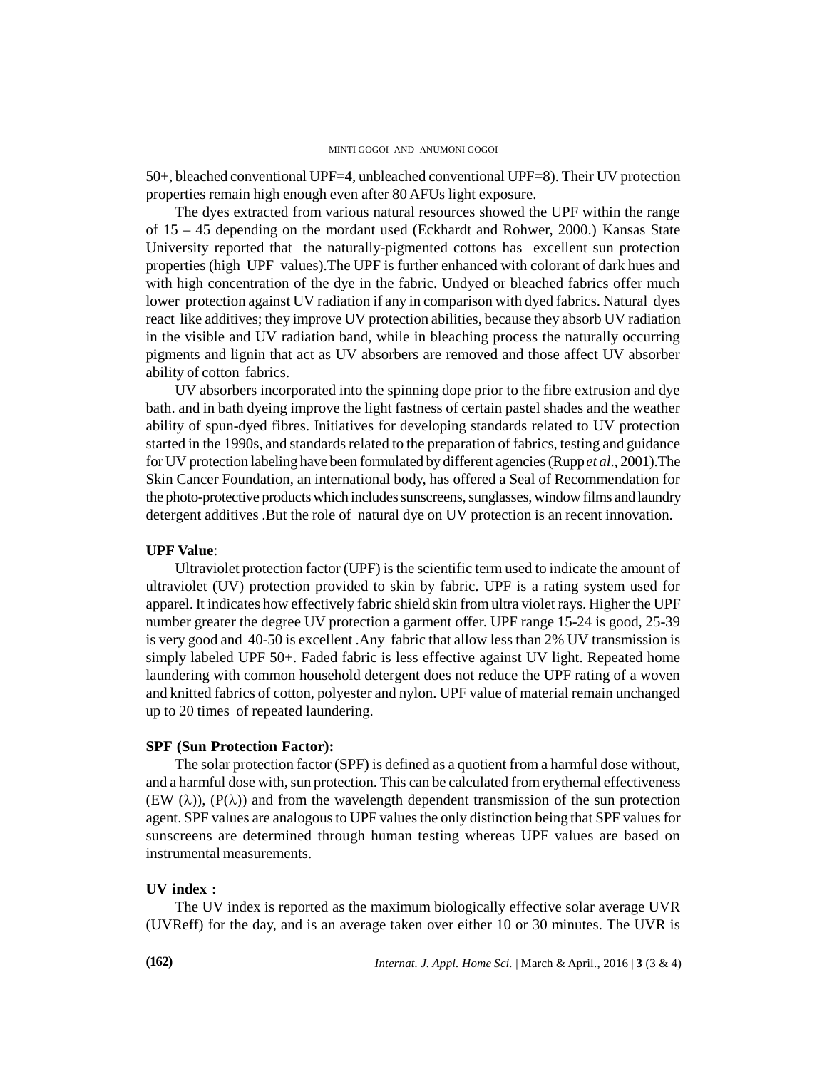50+, bleached conventional UPF=4, unbleached conventional UPF=8). Their UV protection properties remain high enough even after 80 AFUs light exposure.

The dyes extracted from various natural resources showed the UPF within the range of 15 – 45 depending on the mordant used (Eckhardt and Rohwer, 2000.) Kansas State University reported that the naturally-pigmented cottons has excellent sun protection properties (high UPF values).The UPF is further enhanced with colorant of dark hues and with high concentration of the dye in the fabric. Undyed or bleached fabrics offer much lower protection against UV radiation if any in comparison with dyed fabrics. Natural dyes react like additives; they improve UV protection abilities, because they absorb UV radiation in the visible and UV radiation band, while in bleaching process the naturally occurring pigments and lignin that act as UV absorbers are removed and those affect UV absorber ability of cotton fabrics.

UV absorbers incorporated into the spinning dope prior to the fibre extrusion and dye bath. and in bath dyeing improve the light fastness of certain pastel shades and the weather ability of spun-dyed fibres. Initiatives for developing standards related to UV protection started in the 1990s, and standards related to the preparation of fabrics, testing and guidance for UV protection labeling have been formulated by different agencies (Rupp *et al*., 2001).The Skin Cancer Foundation, an international body, has offered a Seal of Recommendation for the photo-protective products which includes sunscreens, sunglasses, window films and laundry detergent additives .But the role of natural dye on UV protection is an recent innovation.

**UPF Value**:

Ultraviolet protection factor (UPF) is the scientific term used to indicate the amount of ultraviolet (UV) protection provided to skin by fabric. UPF is a rating system used for apparel. It indicates how effectively fabric shield skin from ultra violet rays. Higher the UPF number greater the degree UV protection a garment offer. UPF range 15-24 is good, 25-39 is very good and 40-50 is excellent .Any fabric that allow less than 2% UV transmission is simply labeled UPF 50+. Faded fabric is less effective against UV light. Repeated home laundering with common household detergent does not reduce the UPF rating of a woven and knitted fabrics of cotton, polyester and nylon. UPF value of material remain unchanged up to 20 times of repeated laundering.

**SPF (Sun Protection Factor):**

The solar protection factor (SPF) is defined as a quotient from a harmful dose without, and a harmful dose with, sun protection. This can be calculated from erythemal effectiveness (EW ($\lambda$)), (P($\lambda$)) and from the wavelength dependent transmission of the sun protection agent. SPF values are analogous to UPF values the only distinction being that SPF values for sunscreens are determined through human testing whereas UPF values are based on instrumental measurements.

**UV index :**

The UV index is reported as the maximum biologically effective solar average UVR (UVReff) for the day, and is an average taken over either 10 or 30 minutes. The UVR is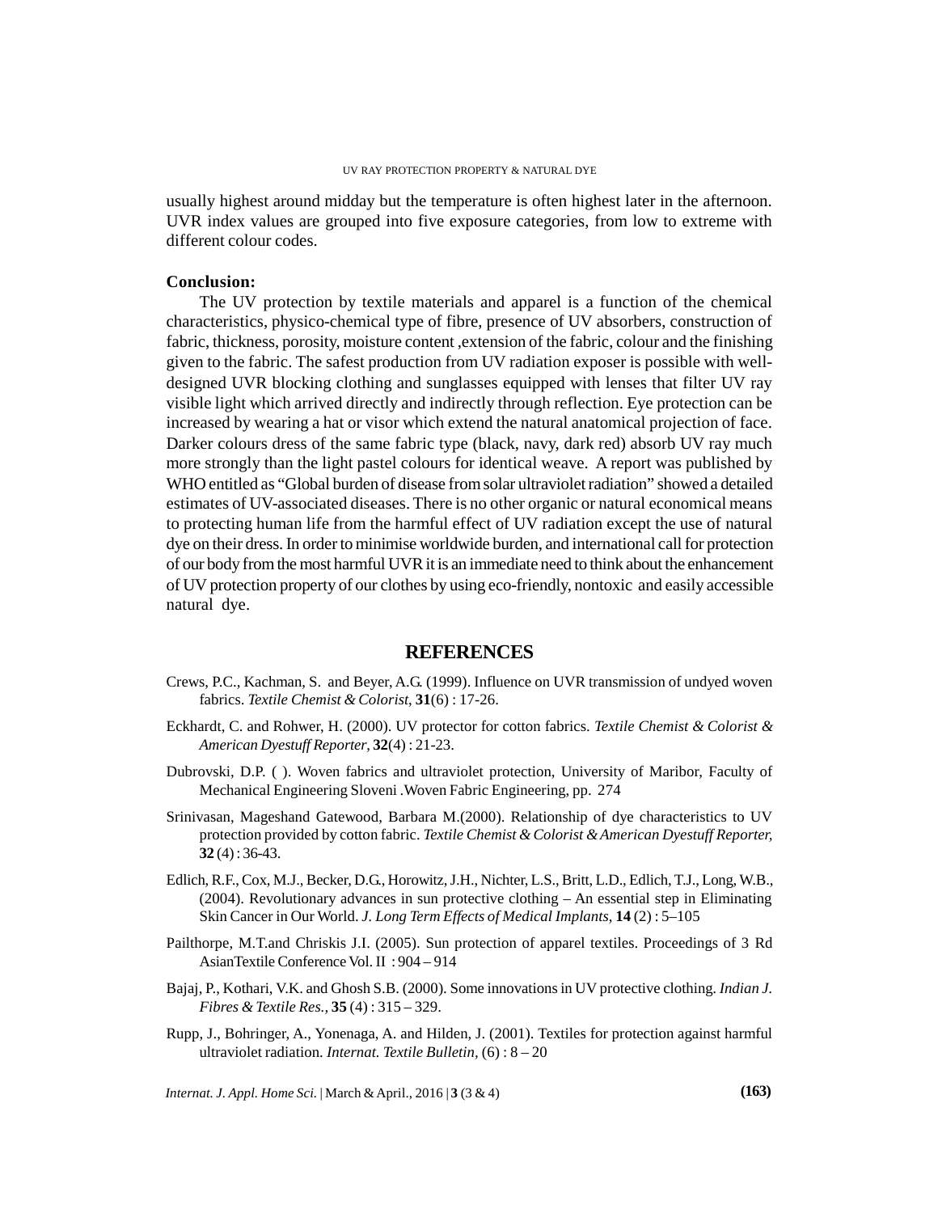usually highest around midday but the temperature is often highest later in the afternoon. UVR index values are grouped into five exposure categories, from low to extreme with different colour codes.

**Conclusion:**

The UV protection by textile materials and apparel is a function of the chemical characteristics, physico-chemical type of fibre, presence of UV absorbers, construction of fabric, thickness, porosity, moisture content ,extension of the fabric, colour and the finishing given to the fabric. The safest production from UV radiation exposer is possible with well-designed UVR blocking clothing and sunglasses equipped with lenses that filter UV ray visible light which arrived directly and indirectly through reflection. Eye protection can be increased by wearing a hat or visor which extend the natural anatomical projection of face. Darker colours dress of the same fabric type (black, navy, dark red) absorb UV ray much more strongly than the light pastel colours for identical weave. A report was published by WHO entitled as "Global burden of disease from solar ultraviolet radiation" showed a detailed estimates of UV-associated diseases. There is no other organic or natural economical means to protecting human life from the harmful effect of UV radiation except the use of natural dye on their dress. In order to minimise worldwide burden, and international call for protection of our body from the most harmful UVR it is an immediate need to think about the enhancement of UV protection property of our clothes by using eco-friendly, nontoxic and easily accessible natural dye.

## REFERENCES

Crews, P.C., Kachman, S. and Beyer, A.G. (1999). Influence on UVR transmission of undyed woven fabrics. *Textile Chemist & Colorist*, **31**(6) : 17-26.

Eckhardt, C. and Rohwer, H. (2000). UV protector for cotton fabrics. *Textile Chemist & Colorist & American Dyestuff Reporter*, **32**(4) : 21-23.

Dubrovski, D.P. ( ). Woven fabrics and ultraviolet protection, University of Maribor, Faculty of Mechanical Engineering Sloveni .Woven Fabric Engineering, pp. 274

Srinivasan, Mageshand Gatewood, Barbara M.(2000). Relationship of dye characteristics to UV protection provided by cotton fabric. *Textile Chemist & Colorist & American Dyestuff Reporter,* **32** (4) : 36-43.

Edlich, R.F., Cox, M.J., Becker, D.G., Horowitz, J.H., Nichter, L.S., Britt, L.D., Edlich, T.J., Long, W.B., (2004). Revolutionary advances in sun protective clothing – An essential step in Eliminating Skin Cancer in Our World. *J. Long Term Effects of Medical Implants,* **14** (2) : 5–105

Pailthorpe, M.T.and Chriskis J.I. (2005). Sun protection of apparel textiles. Proceedings of 3 Rd AsianTextile Conference Vol. II : 904 – 914

Bajaj, P., Kothari, V.K. and Ghosh S.B. (2000). Some innovations in UV protective clothing. *Indian J. Fibres & Textile Res.,* **35** (4) : 315 – 329.

Rupp, J., Bohringer, A., Yonenaga, A. and Hilden, J. (2001). Textiles for protection against harmful ultraviolet radiation. *Internat. Textile Bulletin,* (6) : 8 – 20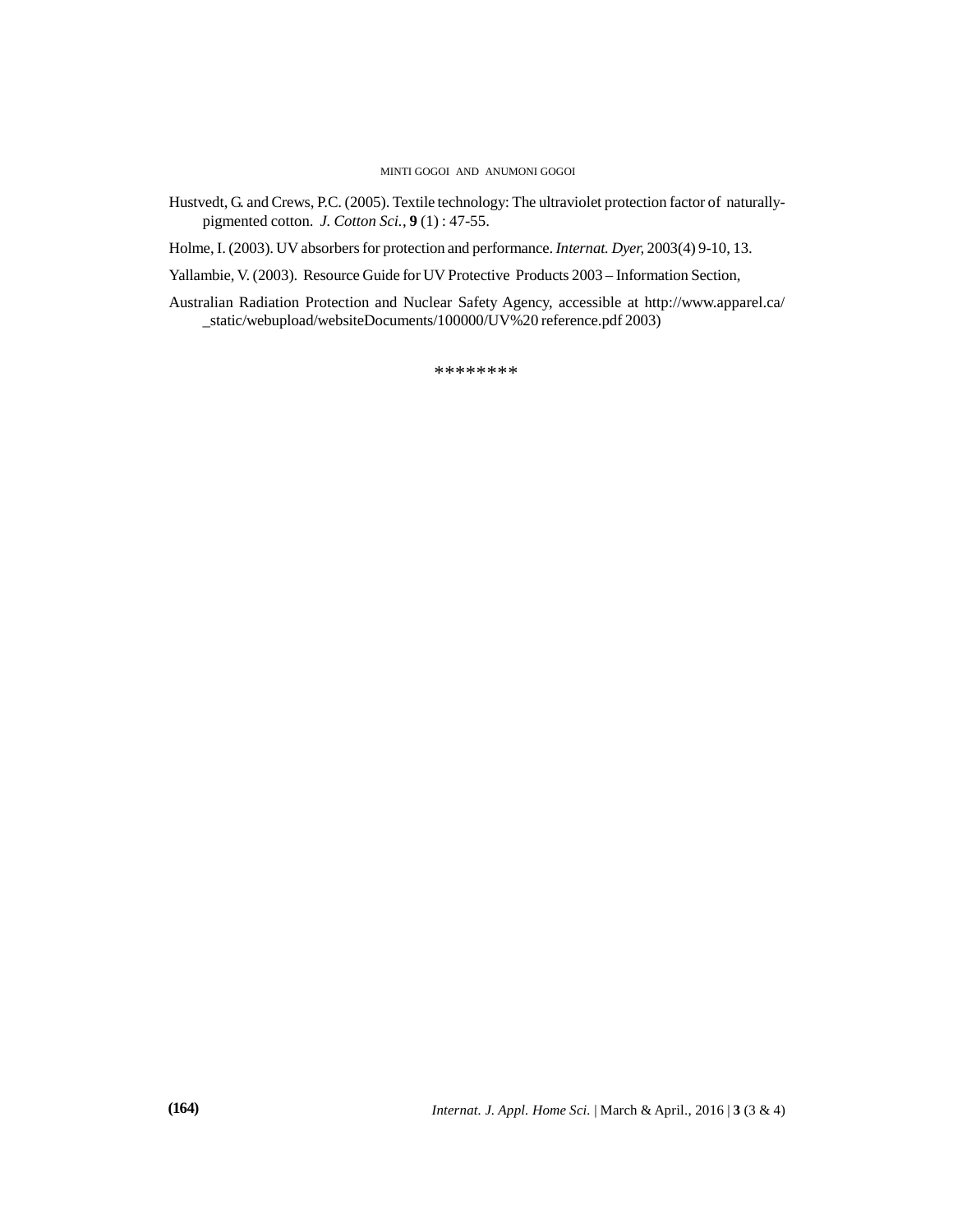Hustvedt, G. and Crews, P.C. (2005). Textile technology: The ultraviolet protection factor of naturally-pigmented cotton. *J. Cotton Sci.*, **9** (1) : 47-55.

Holme, I. (2003). UV absorbers for protection and performance. *Internat. Dyer,* 2003(4) 9-10, 13.

Yallambie, V. (2003). Resource Guide for UV Protective Products 2003 – Information Section,

Australian Radiation Protection and Nuclear Safety Agency, accessible at http://www.apparel.ca/_static/webupload/websiteDocuments/100000/UV%20 reference.pdf 2003)

********